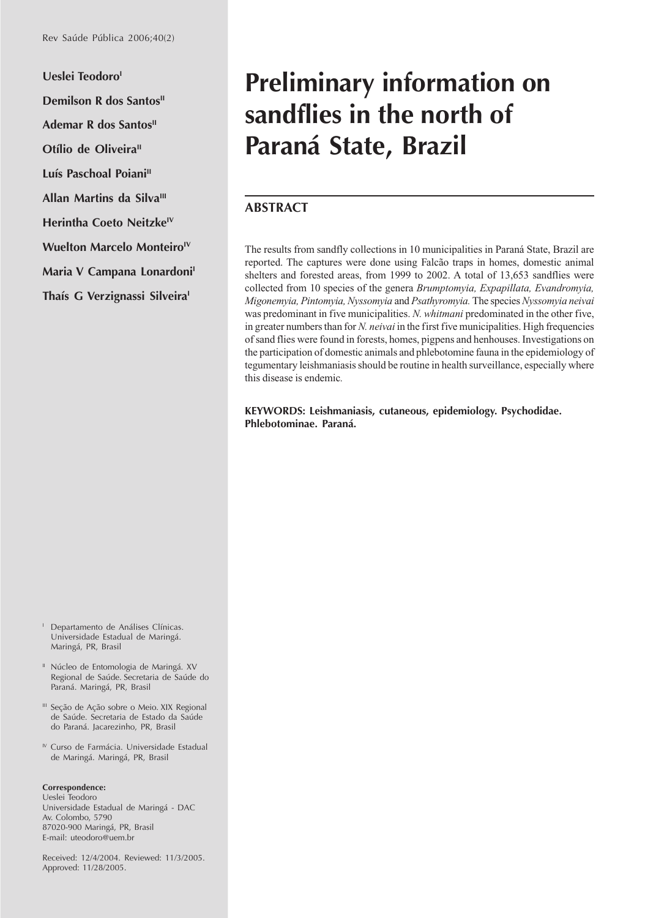# Preliminary information on sandflies in the north of Paraná State, Brazil

Ueslei Teodoro[I]

Demilson R dos Santos[II]

Ademar R dos Santos[II]

Otílio de Oliveira[II]

Luís Paschoal Poiani[II]

Allan Martins da Silva[III]

Herintha Coeto Neitzke[IV]

Wuelton Marcelo Monteiro[IV]

Maria V Campana Lonardoni[I]

Thaís G Verzignassi Silveira[I]

## ABSTRACT

The results from sandfly collections in 10 municipalities in Paraná State, Brazil are reported. The captures were done using Falcão traps in homes, domestic animal shelters and forested areas, from 1999 to 2002. A total of 13,653 sandflies were collected from 10 species of the genera *Brumptomyia, Expapillata, Evandromyia, Migonemyia, Pintomyia, Nyssomyia* and *Psathyromyia.* The species *Nyssomyia neivai* was predominant in five municipalities. *N. whitmani* predominated in the other five, in greater numbers than for *N. neivai* in the first five municipalities. High frequencies of sand flies were found in forests, homes, pigpens and henhouses. Investigations on the participation of domestic animals and phlebotomine fauna in the epidemiology of tegumentary leishmaniasis should be routine in health surveillance, especially where this disease is endemic.

**KEYWORDS: Leishmaniasis, cutaneous, epidemiology. Psychodidae. Phlebotominae. Paraná.**

[I] Departamento de Análises Clínicas. Universidade Estadual de Maringá. Maringá, PR, Brasil

[II] Núcleo de Entomologia de Maringá. XV Regional de Saúde. Secretaria de Saúde do Paraná. Maringá, PR, Brasil

[III] Seção de Ação sobre o Meio. XIX Regional de Saúde. Secretaria de Estado da Saúde do Paraná. Jacarezinho, PR, Brasil

[IV] Curso de Farmácia. Universidade Estadual de Maringá. Maringá, PR, Brasil

**Correspondence:**
Ueslei Teodoro
Universidade Estadual de Maringá - DAC
Av. Colombo, 5790
87020-900 Maringá, PR, Brasil
E-mail: uteodoro@uem.br

Received: 12/4/2004. Reviewed: 11/3/2005. Approved: 11/28/2005.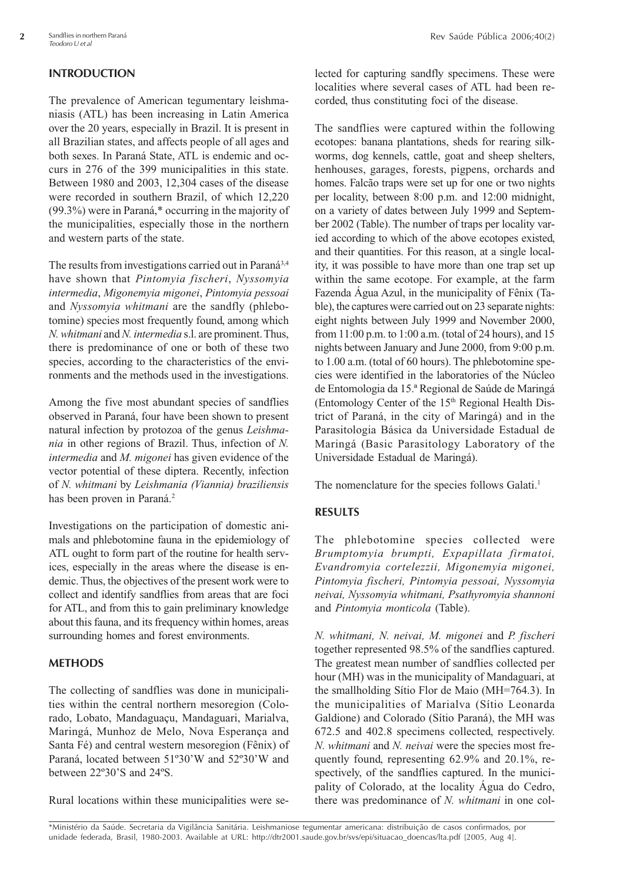## INTRODUCTION

The prevalence of American tegumentary leishmaniasis (ATL) has been increasing in Latin America over the 20 years, especially in Brazil. It is present in all Brazilian states, and affects people of all ages and both sexes. In Paraná State, ATL is endemic and occurs in 276 of the 399 municipalities in this state. Between 1980 and 2003, 12,304 cases of the disease were recorded in southern Brazil, of which 12,220 (99.3%) were in Paraná,* occurring in the majority of the municipalities, especially those in the northern and western parts of the state.

The results from investigations carried out in Paraná[3,4] have shown that *Pintomyia fischeri*, *Nyssomyia intermedia*, *Migonemyia migonei*, *Pintomyia pessoai* and *Nyssomyia whitmani* are the sandfly (phlebotomine) species most frequently found, among which *N. whitmani* and *N. intermedia* s.l. are prominent. Thus, there is predominance of one or both of these two species, according to the characteristics of the environments and the methods used in the investigations.

Among the five most abundant species of sandflies observed in Paraná, four have been shown to present natural infection by protozoa of the genus *Leishmania* in other regions of Brazil. Thus, infection of *N. intermedia* and *M. migonei* has given evidence of the vector potential of these diptera. Recently, infection of *N. whitmani* by *Leishmania (Viannia) braziliensis* has been proven in Paraná.[2]

Investigations on the participation of domestic animals and phlebotomine fauna in the epidemiology of ATL ought to form part of the routine for health services, especially in the areas where the disease is endemic. Thus, the objectives of the present work were to collect and identify sandflies from areas that are foci for ATL, and from this to gain preliminary knowledge about this fauna, and its frequency within homes, areas surrounding homes and forest environments.

## METHODS

The collecting of sandflies was done in municipalities within the central northern mesoregion (Colorado, Lobato, Mandaguaçu, Mandaguari, Marialva, Maringá, Munhoz de Melo, Nova Esperança and Santa Fé) and central western mesoregion (Fênix) of Paraná, located between 51º30'W and 52º30'W and between 22º30'S and 24ºS.

Rural locations within these municipalities were selected for capturing sandfly specimens. These were localities where several cases of ATL had been recorded, thus constituting foci of the disease.

The sandflies were captured within the following ecotopes: banana plantations, sheds for rearing silkworms, dog kennels, cattle, goat and sheep shelters, henhouses, garages, forests, pigpens, orchards and homes. Falcão traps were set up for one or two nights per locality, between 8:00 p.m. and 12:00 midnight, on a variety of dates between July 1999 and September 2002 (Table). The number of traps per locality varied according to which of the above ecotopes existed, and their quantities. For this reason, at a single locality, it was possible to have more than one trap set up within the same ecotope. For example, at the farm Fazenda Água Azul, in the municipality of Fênix (Table), the captures were carried out on 23 separate nights: eight nights between July 1999 and November 2000, from 11:00 p.m. to 1:00 a.m. (total of 24 hours), and 15 nights between January and June 2000, from 9:00 p.m. to 1.00 a.m. (total of 60 hours). The phlebotomine species were identified in the laboratories of the Núcleo de Entomologia da 15.ª Regional de Saúde de Maringá (Entomology Center of the 15th Regional Health District of Paraná, in the city of Maringá) and in the Parasitologia Básica da Universidade Estadual de Maringá (Basic Parasitology Laboratory of the Universidade Estadual de Maringá).

The nomenclature for the species follows Galati.[1]

## RESULTS

The phlebotomine species collected were *Brumptomyia brumpti, Expapillata firmatoi, Evandromyia cortelezzii, Migonemyia migonei, Pintomyia fischeri, Pintomyia pessoai, Nyssomyia neivai, Nyssomyia whitmani, Psathyromyia shannoni* and *Pintomyia monticola* (Table).

*N. whitmani, N. neivai, M. migonei* and *P. fischeri* together represented 98.5% of the sandflies captured. The greatest mean number of sandflies collected per hour (MH) was in the municipality of Mandaguari, at the smallholding Sítio Flor de Maio (MH=764.3). In the municipalities of Marialva (Sítio Leonarda Galdione) and Colorado (Sítio Paraná), the MH was 672.5 and 402.8 specimens collected, respectively. *N. whitmani* and *N. neivai* were the species most frequently found, representing 62.9% and 20.1%, respectively, of the sandflies captured. In the municipality of Colorado, at the locality Água do Cedro, there was predominance of *N. whitmani* in one col-

*Ministério da Saúde. Secretaria da Vigilância Sanitária. Leishmaniose tegumentar americana: distribuição de casos confirmados, por unidade federada, Brasil, 1980-2003. Available at URL: http://dtr2001.saude.gov.br/svs/epi/situacao_doencas/lta.pdf [2005, Aug 4].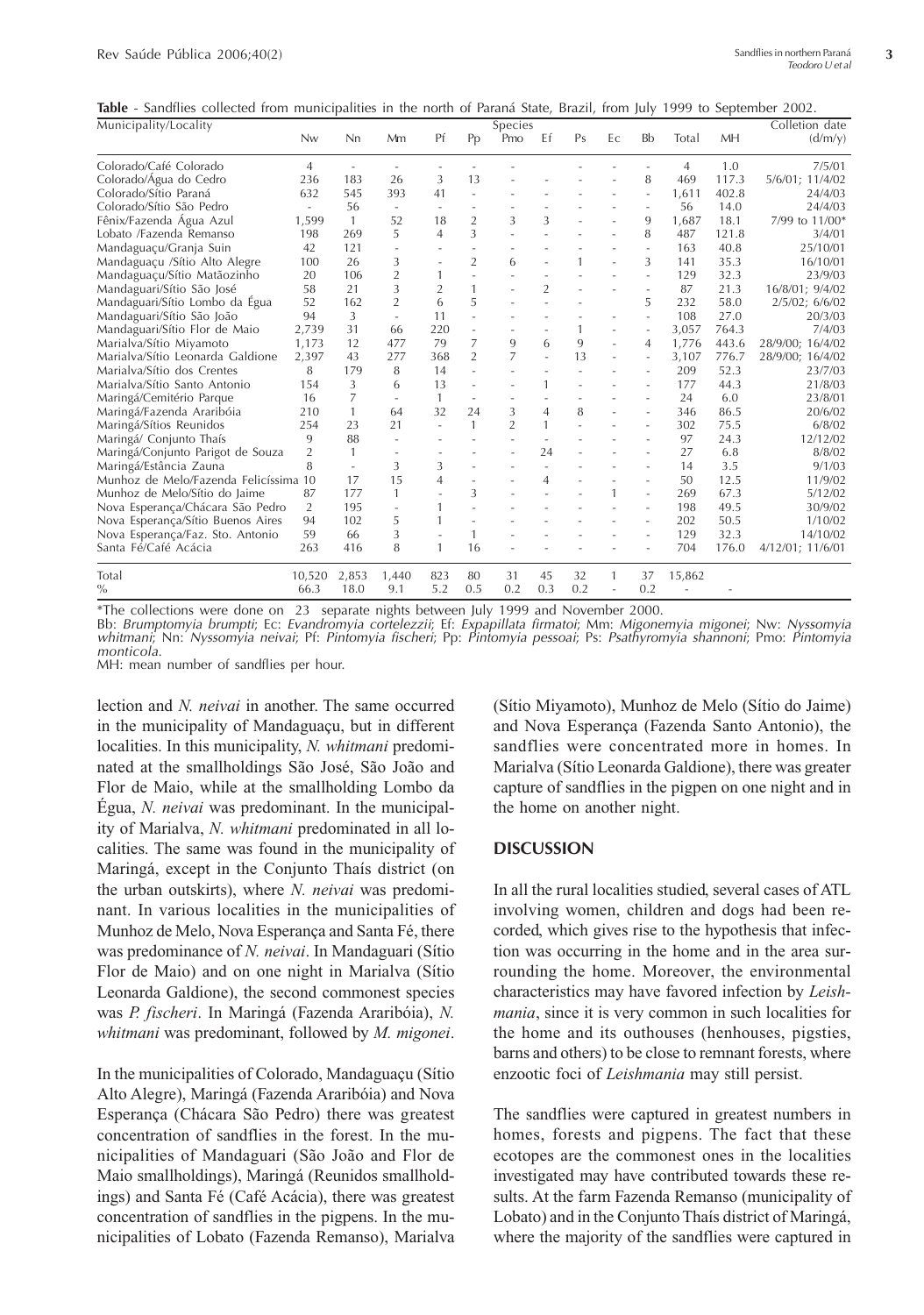**Table** - Sandflies collected from municipalities in the north of Paraná State, Brazil, from July 1999 to September 2002.

| Municipality/Locality | Nw | Nn | Mm | Pf | Pp | Pmo | Ef | Ps | Ec | Bb | Total | MH | Colletion date (d/m/y) |
|---|---|---|---|---|---|---|---|---|---|---|---|---|---|
| Colorado/Café Colorado | 4 | - | - | - | - | - | | - | - | - | 4 | 1.0 | 7/5/01 |
| Colorado/Água do Cedro | 236 | 183 | 26 | 3 | 13 | - | - | - | - | 8 | 469 | 117.3 | 5/6/01; 11/4/02 |
| Colorado/Sítio Paraná | 632 | 545 | 393 | 41 | - | - | - | - | - | - | 1,611 | 402.8 | 24/4/03 |
| Colorado/Sítio São Pedro | - | 56 | - | - | - | - | - | - | - | - | 56 | 14.0 | 24/4/03 |
| Fênix/Fazenda Água Azul | 1,599 | 1 | 52 | 18 | 2 | 3 | 3 | - | - | 9 | 1,687 | 18.1 | 7/99 to 11/00* |
| Lobato /Fazenda Remanso | 198 | 269 | 5 | 4 | 3 | - | - | - | - | 8 | 487 | 121.8 | 3/4/01 |
| Mandaguaçu/Granja Suin | 42 | 121 | - | - | - | - | - | - | - | - | 163 | 40.8 | 25/10/01 |
| Mandaguaçu /Sítio Alto Alegre | 100 | 26 | 3 | - | 2 | 6 | - | 1 | - | 3 | 141 | 35.3 | 16/10/01 |
| Mandaguaçu/Sítio Matãozinho | 20 | 106 | 2 | 1 | - | - | - | - | - | - | 129 | 32.3 | 23/9/03 |
| Mandaguari/Sítio São José | 58 | 21 | 3 | 2 | 1 | - | 2 | - | - | - | 87 | 21.3 | 16/8/01; 9/4/02 |
| Mandaguari/Sítio Lombo da Égua | 52 | 162 | 2 | 6 | 5 | - | - | - | | 5 | 232 | 58.0 | 2/5/02; 6/6/02 |
| Mandaguari/Sítio São João | 94 | 3 | - | 11 | - | - | - | - | - | - | 108 | 27.0 | 20/3/03 |
| Mandaguari/Sítio Flor de Maio | 2,739 | 31 | 66 | 220 | - | - | - | 1 | - | - | 3,057 | 764.3 | 7/4/03 |
| Marialva/Sítio Miyamoto | 1,173 | 12 | 477 | 79 | 7 | 9 | 6 | 9 | - | 4 | 1,776 | 443.6 | 28/9/00; 16/4/02 |
| Marialva/Sítio Leonarda Galdione | 2,397 | 43 | 277 | 368 | 2 | 7 | - | 13 | - | - | 3,107 | 776.7 | 28/9/00; 16/4/02 |
| Marialva/Sítio dos Crentes | 8 | 179 | 8 | 14 | - | - | - | - | - | - | 209 | 52.3 | 23/7/03 |
| Marialva/Sítio Santo Antonio | 154 | 3 | 6 | 13 | - | - | 1 | - | - | - | 177 | 44.3 | 21/8/03 |
| Maringá/Cemitério Parque | 16 | 7 | - | 1 | - | - | - | - | - | - | 24 | 6.0 | 23/8/01 |
| Maringá/Fazenda Araribóia | 210 | 1 | 64 | 32 | 24 | 3 | 4 | 8 | - | - | 346 | 86.5 | 20/6/02 |
| Maringá/Sítios Reunidos | 254 | 23 | 21 | - | 1 | 2 | 1 | - | - | - | 302 | 75.5 | 6/8/02 |
| Maringá/ Conjunto Thaís | 9 | 88 | - | - | - | - | - | - | - | - | 97 | 24.3 | 12/12/02 |
| Maringá/Conjunto Parigot de Souza | 2 | 1 | - | - | - | - | 24 | - | - | - | 27 | 6.8 | 8/8/02 |
| Maringá/Estância Zauna | 8 | - | 3 | 3 | - | - | - | - | - | - | 14 | 3.5 | 9/1/03 |
| Munhoz de Melo/Fazenda Felicíssima | 10 | 17 | 15 | 4 | - | - | 4 | - | - | - | 50 | 12.5 | 11/9/02 |
| Munhoz de Melo/Sítio do Jaime | 87 | 177 | 1 | - | 3 | - | - | - | 1 | - | 269 | 67.3 | 5/12/02 |
| Nova Esperança/Chácara São Pedro | 2 | 195 | - | 1 | - | - | - | - | - | - | 198 | 49.5 | 30/9/02 |
| Nova Esperança/Sítio Buenos Aires | 94 | 102 | 5 | 1 | - | - | - | - | - | - | 202 | 50.5 | 1/10/02 |
| Nova Esperança/Faz. Sto. Antonio | 59 | 66 | 3 | - | 1 | - | - | - | - | - | 129 | 32.3 | 14/10/02 |
| Santa Fé/Café Acácia | 263 | 416 | 8 | 1 | 16 | - | - | - | - | - | 704 | 176.0 | 4/12/01; 11/6/01 |
| Total | 10,520 | 2,853 | 1,440 | 823 | 80 | 31 | 45 | 32 | 1 | 37 | 15,862 | | |
| % | 66.3 | 18.0 | 9.1 | 5.2 | 0.5 | 0.2 | 0.3 | 0.2 | - | 0.2 | - | - | |

*The collections were done on 23 separate nights between July 1999 and November 2000.

Bb: *Brumptomyia brumpti*; Ec: *Evandromyia cortelezzii*; Ef: *Expapillata firmatoi*; Mm: *Migonemyia migonei*; Nw: *Nyssomyia whitmani*; Nn: *Nyssomyia neivai*; Pf: *Pintomyia fischeri*; Pp: *Pintomyia pessoai*; Ps: *Psathyromyia shannoni*; Pmo: *Pintomyia monticola*.

MH: mean number of sandflies per hour.

lection and *N. neivai* in another. The same occurred in the municipality of Mandaguaçu, but in different localities. In this municipality, *N. whitmani* predominated at the smallholdings São José, São João and Flor de Maio, while at the smallholding Lombo da Égua, *N. neivai* was predominant. In the municipality of Marialva, *N. whitmani* predominated in all localities. The same was found in the municipality of Maringá, except in the Conjunto Thaís district (on the urban outskirts), where *N. neivai* was predominant. In various localities in the municipalities of Munhoz de Melo, Nova Esperança and Santa Fé, there was predominance of *N. neivai*. In Mandaguari (Sítio Flor de Maio) and on one night in Marialva (Sítio Leonarda Galdione), the second commonest species was *P. fischeri*. In Maringá (Fazenda Araribóia), *N. whitmani* was predominant, followed by *M. migonei*.

In the municipalities of Colorado, Mandaguaçu (Sítio Alto Alegre), Maringá (Fazenda Araribóia) and Nova Esperança (Chácara São Pedro) there was greatest concentration of sandflies in the forest. In the municipalities of Mandaguari (São João and Flor de Maio smallholdings), Maringá (Reunidos smallholdings) and Santa Fé (Café Acácia), there was greatest concentration of sandflies in the pigpens. In the municipalities of Lobato (Fazenda Remanso), Marialva (Sítio Miyamoto), Munhoz de Melo (Sítio do Jaime) and Nova Esperança (Fazenda Santo Antonio), the sandflies were concentrated more in homes. In Marialva (Sítio Leonarda Galdione), there was greater capture of sandflies in the pigpen on one night and in the home on another night.

## DISCUSSION

In all the rural localities studied, several cases of ATL involving women, children and dogs had been recorded, which gives rise to the hypothesis that infection was occurring in the home and in the area surrounding the home. Moreover, the environmental characteristics may have favored infection by *Leishmania*, since it is very common in such localities for the home and its outhouses (henhouses, pigsties, barns and others) to be close to remnant forests, where enzootic foci of *Leishmania* may still persist.

The sandflies were captured in greatest numbers in homes, forests and pigpens. The fact that these ecotopes are the commonest ones in the localities investigated may have contributed towards these results. At the farm Fazenda Remanso (municipality of Lobato) and in the Conjunto Thaís district of Maringá, where the majority of the sandflies were captured in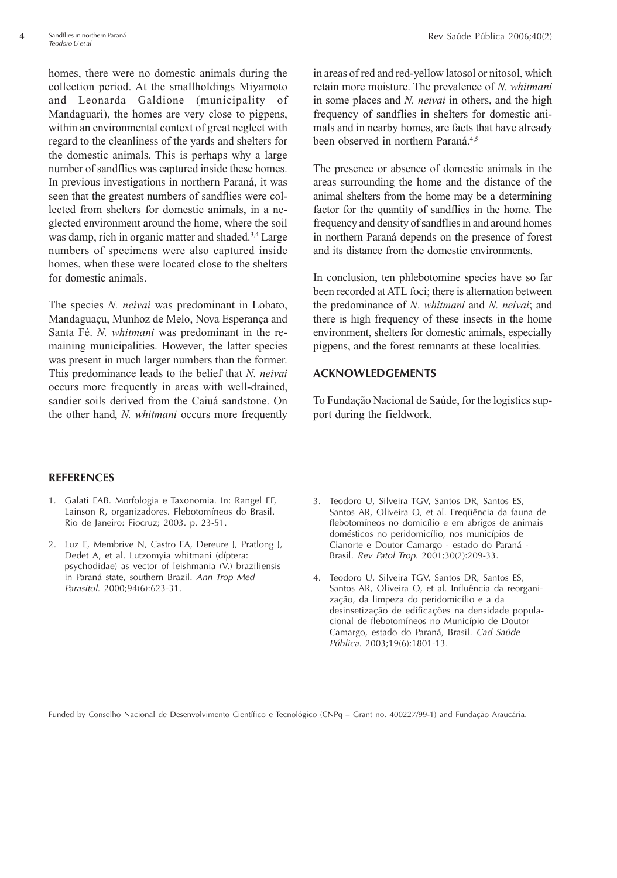homes, there were no domestic animals during the collection period. At the smallholdings Miyamoto and Leonarda Galdione (municipality of Mandaguari), the homes are very close to pigpens, within an environmental context of great neglect with regard to the cleanliness of the yards and shelters for the domestic animals. This is perhaps why a large number of sandflies was captured inside these homes. In previous investigations in northern Paraná, it was seen that the greatest numbers of sandflies were collected from shelters for domestic animals, in a neglected environment around the home, where the soil was damp, rich in organic matter and shaded.[3,4] Large numbers of specimens were also captured inside homes, when these were located close to the shelters for domestic animals.

The species *N. neivai* was predominant in Lobato, Mandaguaçu, Munhoz de Melo, Nova Esperança and Santa Fé. *N. whitmani* was predominant in the remaining municipalities. However, the latter species was present in much larger numbers than the former. This predominance leads to the belief that *N. neivai* occurs more frequently in areas with well-drained, sandier soils derived from the Caiuá sandstone. On the other hand, *N. whitmani* occurs more frequently in areas of red and red-yellow latosol or nitosol, which retain more moisture. The prevalence of *N. whitmani* in some places and *N. neivai* in others, and the high frequency of sandflies in shelters for domestic animals and in nearby homes, are facts that have already been observed in northern Paraná.[4,5]

The presence or absence of domestic animals in the areas surrounding the home and the distance of the animal shelters from the home may be a determining factor for the quantity of sandflies in the home. The frequency and density of sandflies in and around homes in northern Paraná depends on the presence of forest and its distance from the domestic environments.

In conclusion, ten phlebotomine species have so far been recorded at ATL foci; there is alternation between the predominance of *N. whitmani* and *N. neivai*; and there is high frequency of these insects in the home environment, shelters for domestic animals, especially pigpens, and the forest remnants at these localities.

## ACKNOWLEDGEMENTS

To Fundação Nacional de Saúde, for the logistics support during the fieldwork.

## REFERENCES

1. Galati EAB. Morfologia e Taxonomia. In: Rangel EF, Lainson R, organizadores. Flebotomíneos do Brasil. Rio de Janeiro: Fiocruz; 2003. p. 23-51.
2. Luz E, Membrive N, Castro EA, Dereure J, Pratlong J, Dedet A, et al. Lutzomyia whitmani (díptera: psychodidae) as vector of leishmania (V.) braziliensis in Paraná state, southern Brazil. *Ann Trop Med Parasitol.* 2000;94(6):623-31.
3. Teodoro U, Silveira TGV, Santos DR, Santos ES, Santos AR, Oliveira O, et al. Freqüência da fauna de flebotomíneos no domicílio e em abrigos de animais domésticos no peridomicílio, nos municípios de Cianorte e Doutor Camargo - estado do Paraná - Brasil. *Rev Patol Trop.* 2001;30(2):209-33.
4. Teodoro U, Silveira TGV, Santos DR, Santos ES, Santos AR, Oliveira O, et al. Influência da reorganização, da limpeza do peridomicílio e a da desinsetização de edificações na densidade populacional de flebotomíneos no Município de Doutor Camargo, estado do Paraná, Brasil. *Cad Saúde Pública.* 2003;19(6):1801-13.

Funded by Conselho Nacional de Desenvolvimento Científico e Tecnológico (CNPq – Grant no. 400227/99-1) and Fundação Araucária.